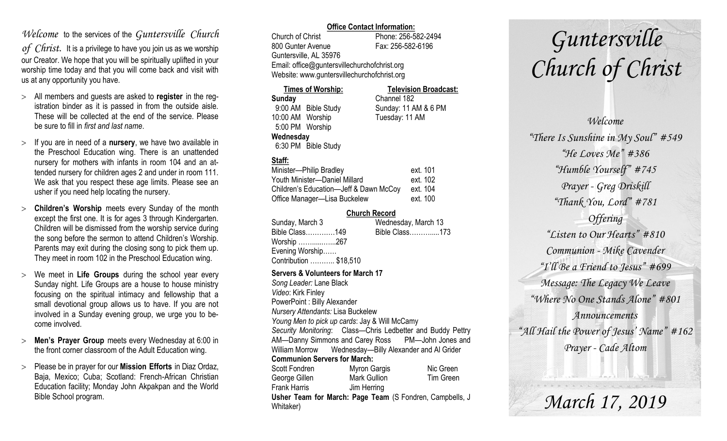*Welcome* to the services of the *Guntersville Church of Christ*. It is a privilege to have you join us as we worship our Creator. We hope that you will be spiritually uplifted in your worship time today and that you will come back and visit with us at any opportunity you have.

- All members and guests are asked to **register** in the registration binder as it is passed in from the outside aisle. These will be collected at the end of the service. Please be sure to fill in *first and last name*.
- If you are in need of a **nursery**, we have two available in the Preschool Education wing. There is an unattended nursery for mothers with infants in room 104 and an attended nursery for children ages 2 and under in room 111. We ask that you respect these age limits. Please see an usher if you need help locating the nursery.
- **Children's Worship** meets every Sunday of the month except the first one. It is for ages 3 through Kindergarten. Children will be dismissed from the worship service during the song before the sermon to attend Children's Worship. Parents may exit during the closing song to pick them up. They meet in room 102 in the Preschool Education wing.
- We meet in **Life Groups** during the school year every Sunday night. Life Groups are a house to house ministry focusing on the spiritual intimacy and fellowship that a small devotional group allows us to have. If you are not involved in a Sunday evening group, we urge you to become involved.
- **Men's Prayer Group** meets every Wednesday at 6:00 in the front corner classroom of the Adult Education wing.
- Please be in prayer for our **Mission Efforts** in Diaz Ordaz, Baja, Mexico; Cuba; Scotland: French-African Christian Education facility; Monday John Akpakpan and the World Bible School program.

**Office Contact Information:**

Church of Christ — Phone: 256-582-2494
800 Gunter Avenue — Fax: 256-582-6196
Guntersville, AL 35976
Email: office@guntersvillechurchofchrist.org
Website: www.guntersvillechurchofchrist.org

| **Times of Worship:** | **Television Broadcast:** |
|---|---|
| **Sunday** | Channel 182 |
| 9:00 AM Bible Study | Sunday: 11 AM & 6 PM |
| 10:00 AM Worship | Tuesday: 11 AM |
| 5:00 PM Worship | |
| **Wednesday** | |
| 6:30 PM Bible Study | |

**Staff:**

| | |
|---|---|
| Minister—Philip Bradley | ext. 101 |
| Youth Minister—Daniel Millard | ext. 102 |
| Children's Education—Jeff & Dawn McCoy | ext. 104 |
| Office Manager—Lisa Buckelew | ext. 100 |

**Church Record**

| Sunday, March 3 | Wednesday, March 13 |
|---|---|
| Bible Class…………149 | Bible Class………....173 |
| Worship ……......…..267 | |
| Evening Worship…… | |
| Contribution ……….. $18,510 | |

**Servers & Volunteers for March 17**

*Song Leader:* Lane Black
*Video*: Kirk Finley
PowerPoint : Billy Alexander
*Nursery Attendants:* Lisa Buckelew
*Young Men to pick up cards*: Jay & Will McCamy
*Security Monitoring*: Class—Chris Ledbetter and Buddy Pettry AM—Danny Simmons and Carey Ross PM—John Jones and William Morrow Wednesday—Billy Alexander and Al Grider

**Communion Servers for March:**

| | | |
|---|---|---|
| Scott Fondren | Myron Gargis | Nic Green |
| George Gillen | Mark Gullion | Tim Green |
| Frank Harris | Jim Herring | |

**Usher Team for March: Page Team** (S Fondren, Campbells, J Whitaker)

# *Guntersville Church of Christ*

*Welcome*
*"There Is Sunshine in My Soul" #549*
*"He Loves Me" #386*
*"Humble Yourself" #745*
*Prayer - Greg Driskill*
*"Thank You, Lord" #781*
*Offering*
*"Listen to Our Hearts" #810*
*Communion - Mike Cavender*
*"I'll Be a Friend to Jesus" #699*
*Message: The Legacy We Leave*
*"Where No One Stands Alone" #801*
*Announcements*
*"All Hail the Power of Jesus' Name" #162*
*Prayer - Cade Altom*

## *March 17, 2019*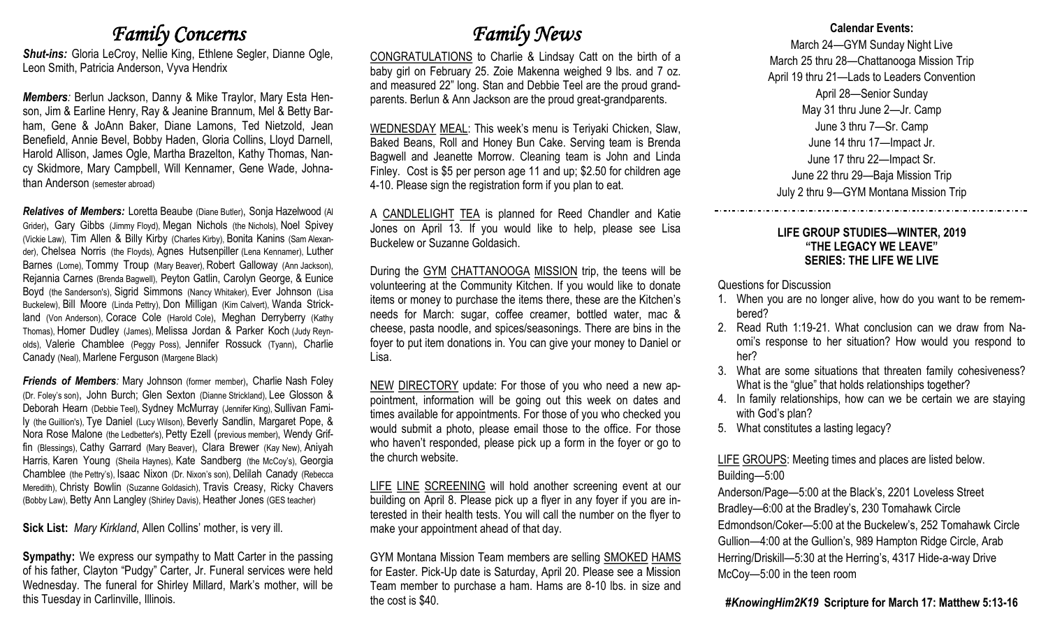# *Family Concerns*

***Shut-ins:*** Gloria LeCroy, Nellie King, Ethlene Segler, Dianne Ogle, Leon Smith, Patricia Anderson, Vyva Hendrix

***Members:*** Berlun Jackson, Danny & Mike Traylor, Mary Esta Henson, Jim & Earline Henry, Ray & Jeanine Brannum, Mel & Betty Barham, Gene & JoAnn Baker, Diane Lamons, Ted Nietzold, Jean Benefield, Annie Bevel, Bobby Haden, Gloria Collins, Lloyd Darnell, Harold Allison, James Ogle, Martha Brazelton, Kathy Thomas, Nancy Skidmore, Mary Campbell, Will Kennamer, Gene Wade, Johnathan Anderson (semester abroad)

***Relatives of Members:*** Loretta Beaube (Diane Butler), Sonja Hazelwood (Al Grider), Gary Gibbs (Jimmy Floyd), Megan Nichols (the Nichols), Noel Spivey (Vickie Law), Tim Allen & Billy Kirby (Charles Kirby), Bonita Kanins (Sam Alexander), Chelsea Norris (the Floyds), Agnes Hutsenpiller (Lena Kennamer), Luther Barnes (Lorne), Tommy Troup (Mary Beaver), Robert Galloway (Ann Jackson), Rejannia Carnes (Brenda Bagwell), Peyton Gatlin, Carolyn George, & Eunice Boyd (the Sanderson's), Sigrid Simmons (Nancy Whitaker), Ever Johnson (Lisa Buckelew), Bill Moore (Linda Pettry), Don Milligan (Kim Calvert), Wanda Strickland (Von Anderson), Corace Cole (Harold Cole), Meghan Derryberry (Kathy Thomas), Homer Dudley (James), Melissa Jordan & Parker Koch (Judy Reynolds), Valerie Chamblee (Peggy Poss), Jennifer Rossuck (Tyann), Charlie Canady (Neal), Marlene Ferguson (Margene Black)

***Friends of Members:*** Mary Johnson (former member), Charlie Nash Foley (Dr. Foley's son), John Burch; Glen Sexton (Dianne Strickland), Lee Glosson & Deborah Hearn (Debbie Teel), Sydney McMurray (Jennifer King), Sullivan Family (the Guillion's), Tye Daniel (Lucy Wilson), Beverly Sandlin, Margaret Pope, & Nora Rose Malone (the Ledbetter's), Petty Ezell (previous member), Wendy Griffin (Blessings), Cathy Garrard (Mary Beaver), Clara Brewer (Kay New), Aniyah Harris, Karen Young (Sheila Haynes), Kate Sandberg (the McCoy's), Georgia Chamblee (the Pettry's), Isaac Nixon (Dr. Nixon's son), Delilah Canady (Rebecca Meredith), Christy Bowlin (Suzanne Goldasich), Travis Creasy, Ricky Chavers (Bobby Law), Betty Ann Langley (Shirley Davis), Heather Jones (GES teacher)

**Sick List:** *Mary Kirkland*, Allen Collins' mother, is very ill.

**Sympathy:** We express our sympathy to Matt Carter in the passing of his father, Clayton "Pudgy" Carter, Jr. Funeral services were held Wednesday. The funeral for Shirley Millard, Mark's mother, will be this Tuesday in Carlinville, Illinois.

# *Family News*

CONGRATULATIONS to Charlie & Lindsay Catt on the birth of a baby girl on February 25. Zoie Makenna weighed 9 lbs. and 7 oz. and measured 22" long. Stan and Debbie Teel are the proud grandparents. Berlun & Ann Jackson are the proud great-grandparents.

WEDNESDAY MEAL: This week's menu is Teriyaki Chicken, Slaw, Baked Beans, Roll and Honey Bun Cake. Serving team is Brenda Bagwell and Jeanette Morrow. Cleaning team is John and Linda Finley. Cost is $5 per person age 11 and up; $2.50 for children age 4-10. Please sign the registration form if you plan to eat.

A CANDLELIGHT TEA is planned for Reed Chandler and Katie Jones on April 13. If you would like to help, please see Lisa Buckelew or Suzanne Goldasich.

During the GYM CHATTANOOGA MISSION trip, the teens will be volunteering at the Community Kitchen. If you would like to donate items or money to purchase the items there, these are the Kitchen's needs for March: sugar, coffee creamer, bottled water, mac & cheese, pasta noodle, and spices/seasonings. There are bins in the foyer to put item donations in. You can give your money to Daniel or Lisa.

NEW DIRECTORY update: For those of you who need a new appointment, information will be going out this week on dates and times available for appointments. For those of you who checked you would submit a photo, please email those to the office. For those who haven't responded, please pick up a form in the foyer or go to the church website.

LIFE LINE SCREENING will hold another screening event at our building on April 8. Please pick up a flyer in any foyer if you are interested in their health tests. You will call the number on the flyer to make your appointment ahead of that day.

GYM Montana Mission Team members are selling SMOKED HAMS for Easter. Pick-Up date is Saturday, April 20. Please see a Mission Team member to purchase a ham. Hams are 8-10 lbs. in size and the cost is $40.

**Calendar Events:**

March 24—GYM Sunday Night Live
March 25 thru 28—Chattanooga Mission Trip
April 19 thru 21—Lads to Leaders Convention
April 28—Senior Sunday
May 31 thru June 2—Jr. Camp
June 3 thru 7—Sr. Camp
June 14 thru 17—Impact Jr.
June 17 thru 22—Impact Sr.
June 22 thru 29—Baja Mission Trip
July 2 thru 9—GYM Montana Mission Trip

**LIFE GROUP STUDIES—WINTER, 2019**
**"THE LEGACY WE LEAVE"**
**SERIES: THE LIFE WE LIVE**

Questions for Discussion

1. When you are no longer alive, how do you want to be remembered?
2. Read Ruth 1:19-21. What conclusion can we draw from Naomi's response to her situation? How would you respond to her?
3. What are some situations that threaten family cohesiveness? What is the "glue" that holds relationships together?
4. In family relationships, how can we be certain we are staying with God's plan?
5. What constitutes a lasting legacy?

LIFE GROUPS: Meeting times and places are listed below.

Building—5:00
Anderson/Page—5:00 at the Black's, 2201 Loveless Street
Bradley—6:00 at the Bradley's, 230 Tomahawk Circle
Edmondson/Coker—5:00 at the Buckelew's, 252 Tomahawk Circle
Gullion—4:00 at the Gullion's, 989 Hampton Ridge Circle, Arab
Herring/Driskill—5:30 at the Herring's, 4317 Hide-a-way Drive
McCoy—5:00 in the teen room

***#KnowingHim2K19* Scripture for March 17: Matthew 5:13-16**